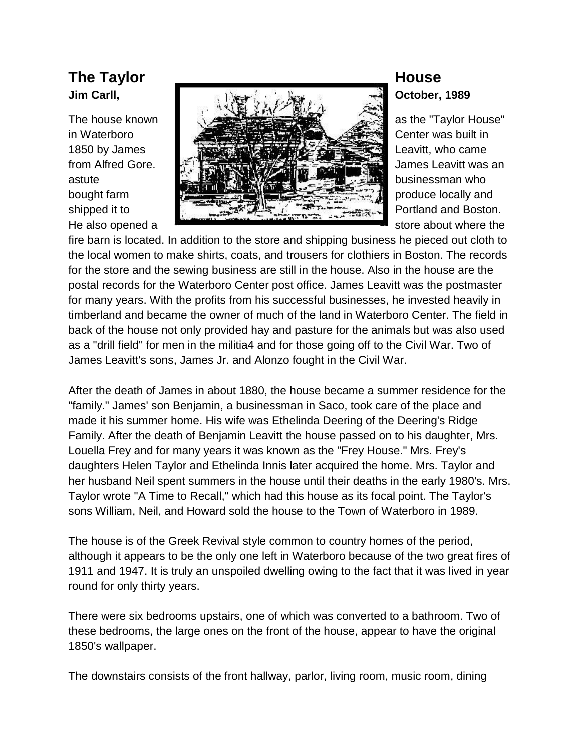# The Taylor House

**Jim Carll, October, 1989**

The house known as the "Taylor House" in Waterboro Center was built in 1850 by James Leavitt, who came from Alfred Gore. James Leavitt was an astute businessman who bought farm produce locally and shipped it to Portland and Boston. He also opened a store about where the fire barn is located. In addition to the store and shipping business he pieced out cloth to the local women to make shirts, coats, and trousers for clothiers in Boston. The records for the store and the sewing business are still in the house. Also in the house are the postal records for the Waterboro Center post office. James Leavitt was the postmaster for many years. With the profits from his successful businesses, he invested heavily in timberland and became the owner of much of the land in Waterboro Center. The field in back of the house not only provided hay and pasture for the animals but was also used as a "drill field" for men in the militia4 and for those going off to the Civil War. Two of James Leavitt's sons, James Jr. and Alonzo fought in the Civil War.

After the death of James in about 1880, the house became a summer residence for the "family." James' son Benjamin, a businessman in Saco, took care of the place and made it his summer home. His wife was Ethelinda Deering of the Deering's Ridge Family. After the death of Benjamin Leavitt the house passed on to his daughter, Mrs. Louella Frey and for many years it was known as the "Frey House." Mrs. Frey's daughters Helen Taylor and Ethelinda Innis later acquired the home. Mrs. Taylor and her husband Neil spent summers in the house until their deaths in the early 1980's. Mrs. Taylor wrote "A Time to Recall," which had this house as its focal point. The Taylor's sons William, Neil, and Howard sold the house to the Town of Waterboro in 1989.

The house is of the Greek Revival style common to country homes of the period, although it appears to be the only one left in Waterboro because of the two great fires of 1911 and 1947. It is truly an unspoiled dwelling owing to the fact that it was lived in year round for only thirty years.

There were six bedrooms upstairs, one of which was converted to a bathroom. Two of these bedrooms, the large ones on the front of the house, appear to have the original 1850's wallpaper.

The downstairs consists of the front hallway, parlor, living room, music room, dining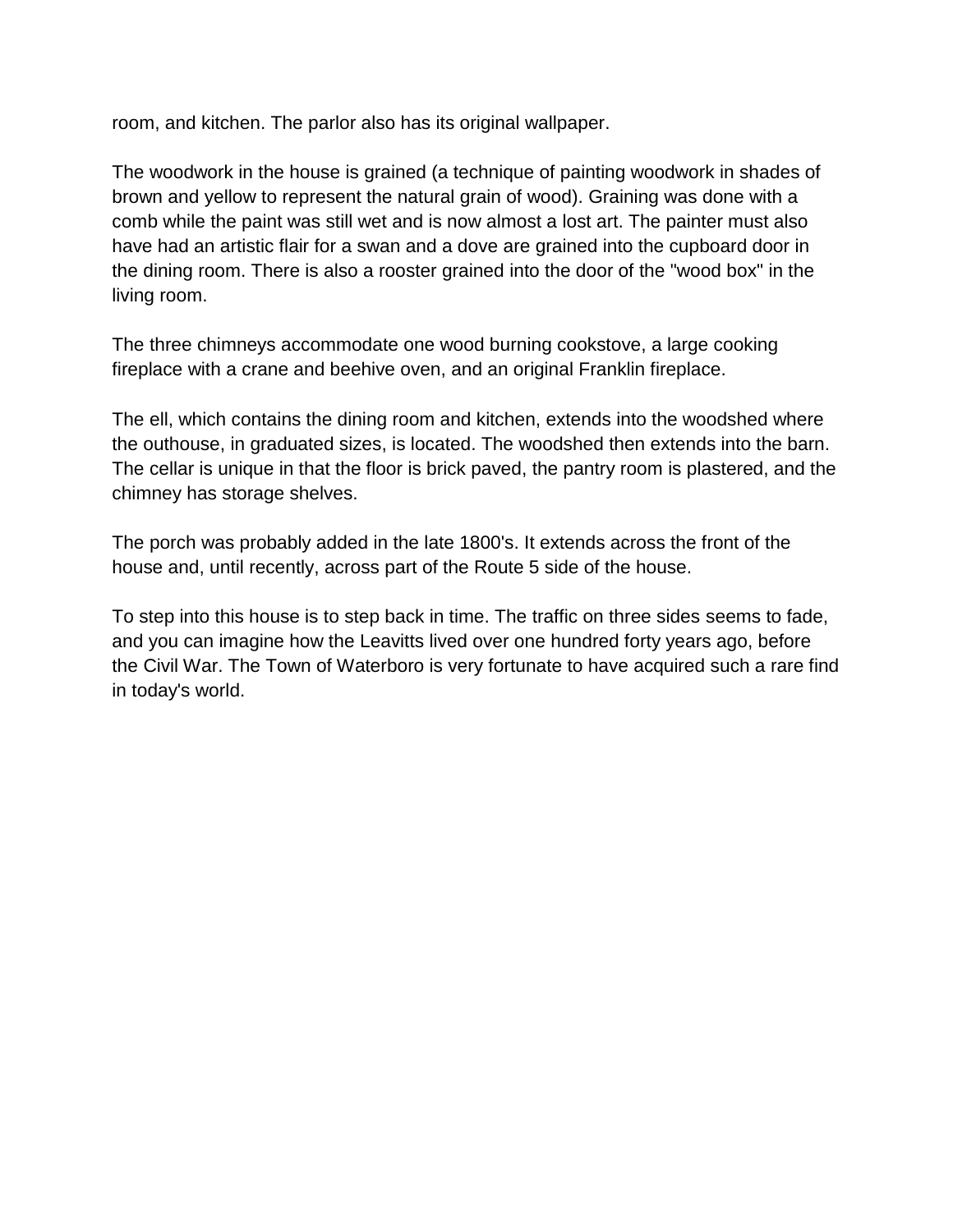room, and kitchen. The parlor also has its original wallpaper.

The woodwork in the house is grained (a technique of painting woodwork in shades of brown and yellow to represent the natural grain of wood). Graining was done with a comb while the paint was still wet and is now almost a lost art. The painter must also have had an artistic flair for a swan and a dove are grained into the cupboard door in the dining room. There is also a rooster grained into the door of the "wood box" in the living room.

The three chimneys accommodate one wood burning cookstove, a large cooking fireplace with a crane and beehive oven, and an original Franklin fireplace.

The ell, which contains the dining room and kitchen, extends into the woodshed where the outhouse, in graduated sizes, is located. The woodshed then extends into the barn. The cellar is unique in that the floor is brick paved, the pantry room is plastered, and the chimney has storage shelves.

The porch was probably added in the late 1800's. It extends across the front of the house and, until recently, across part of the Route 5 side of the house.

To step into this house is to step back in time. The traffic on three sides seems to fade, and you can imagine how the Leavitts lived over one hundred forty years ago, before the Civil War. The Town of Waterboro is very fortunate to have acquired such a rare find in today's world.